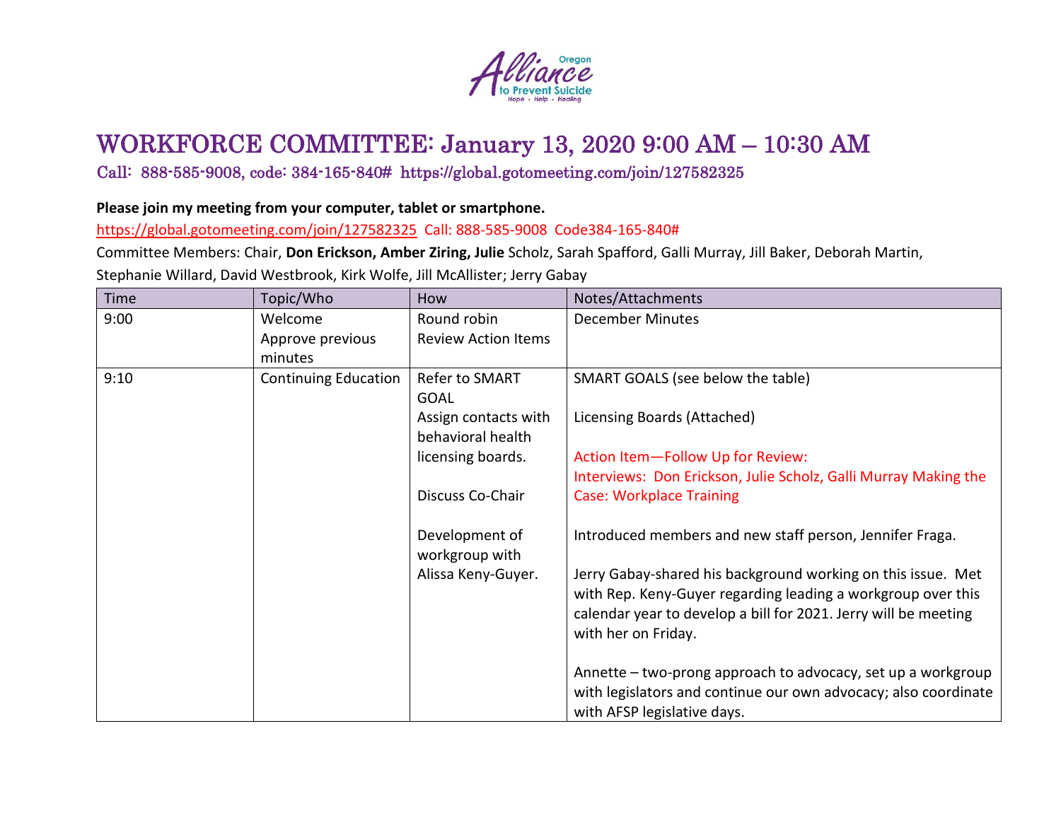# WORKFORCE COMMITTEE: January 13, 2020 9:00 AM – 10:30 AM

Call: 888-585-9008, code: 384-165-840# https://global.gotomeeting.com/join/127582325

**Please join my meeting from your computer, tablet or smartphone.**

https://global.gotomeeting.com/join/127582325 Call: 888-585-9008 Code384-165-840#

Committee Members: Chair, **Don Erickson, Amber Ziring, Julie** Scholz, Sarah Spafford, Galli Murray, Jill Baker, Deborah Martin, Stephanie Willard, David Westbrook, Kirk Wolfe, Jill McAllister; Jerry Gabay

| Time | Topic/Who | How | Notes/Attachments |
|---|---|---|---|
| 9:00 | Welcome<br>Approve previous minutes | Round robin<br>Review Action Items | December Minutes |
| 9:10 | Continuing Education | Refer to SMART GOAL<br>Assign contacts with behavioral health licensing boards.<br><br>Discuss Co-Chair<br><br>Development of workgroup with Alissa Keny-Guyer. | SMART GOALS (see below the table)<br><br>Licensing Boards (Attached)<br><br>Action Item—Follow Up for Review:<br>Interviews: Don Erickson, Julie Scholz, Galli Murray Making the Case: Workplace Training<br><br>Introduced members and new staff person, Jennifer Fraga.<br><br>Jerry Gabay-shared his background working on this issue. Met with Rep. Keny-Guyer regarding leading a workgroup over this calendar year to develop a bill for 2021. Jerry will be meeting with her on Friday.<br><br>Annette – two-prong approach to advocacy, set up a workgroup with legislators and continue our own advocacy; also coordinate with AFSP legislative days. |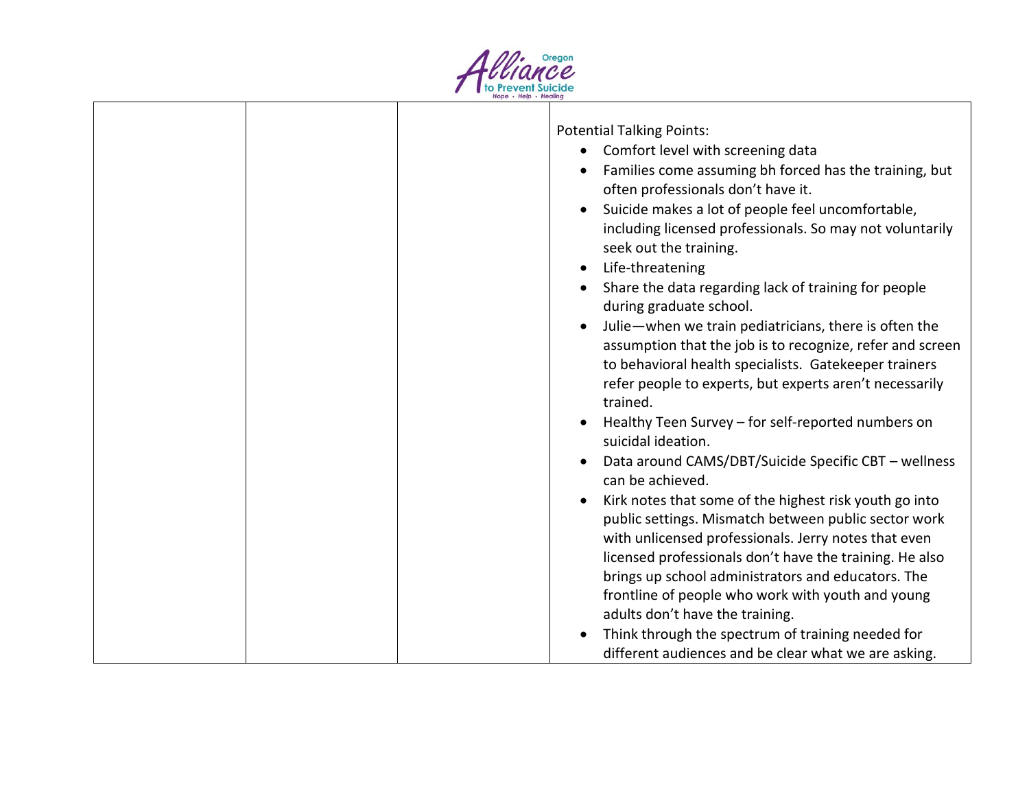| | | | |
|---|---|---|---|
| | | | Potential Talking Points:<br>• Comfort level with screening data<br>• Families come assuming bh forced has the training, but often professionals don't have it.<br>• Suicide makes a lot of people feel uncomfortable, including licensed professionals. So may not voluntarily seek out the training.<br>• Life-threatening<br>• Share the data regarding lack of training for people during graduate school.<br>• Julie—when we train pediatricians, there is often the assumption that the job is to recognize, refer and screen to behavioral health specialists. Gatekeeper trainers refer people to experts, but experts aren't necessarily trained.<br>• Healthy Teen Survey – for self-reported numbers on suicidal ideation.<br>• Data around CAMS/DBT/Suicide Specific CBT – wellness can be achieved.<br>• Kirk notes that some of the highest risk youth go into public settings. Mismatch between public sector work with unlicensed professionals. Jerry notes that even licensed professionals don't have the training. He also brings up school administrators and educators. The frontline of people who work with youth and young adults don't have the training.<br>• Think through the spectrum of training needed for different audiences and be clear what we are asking. |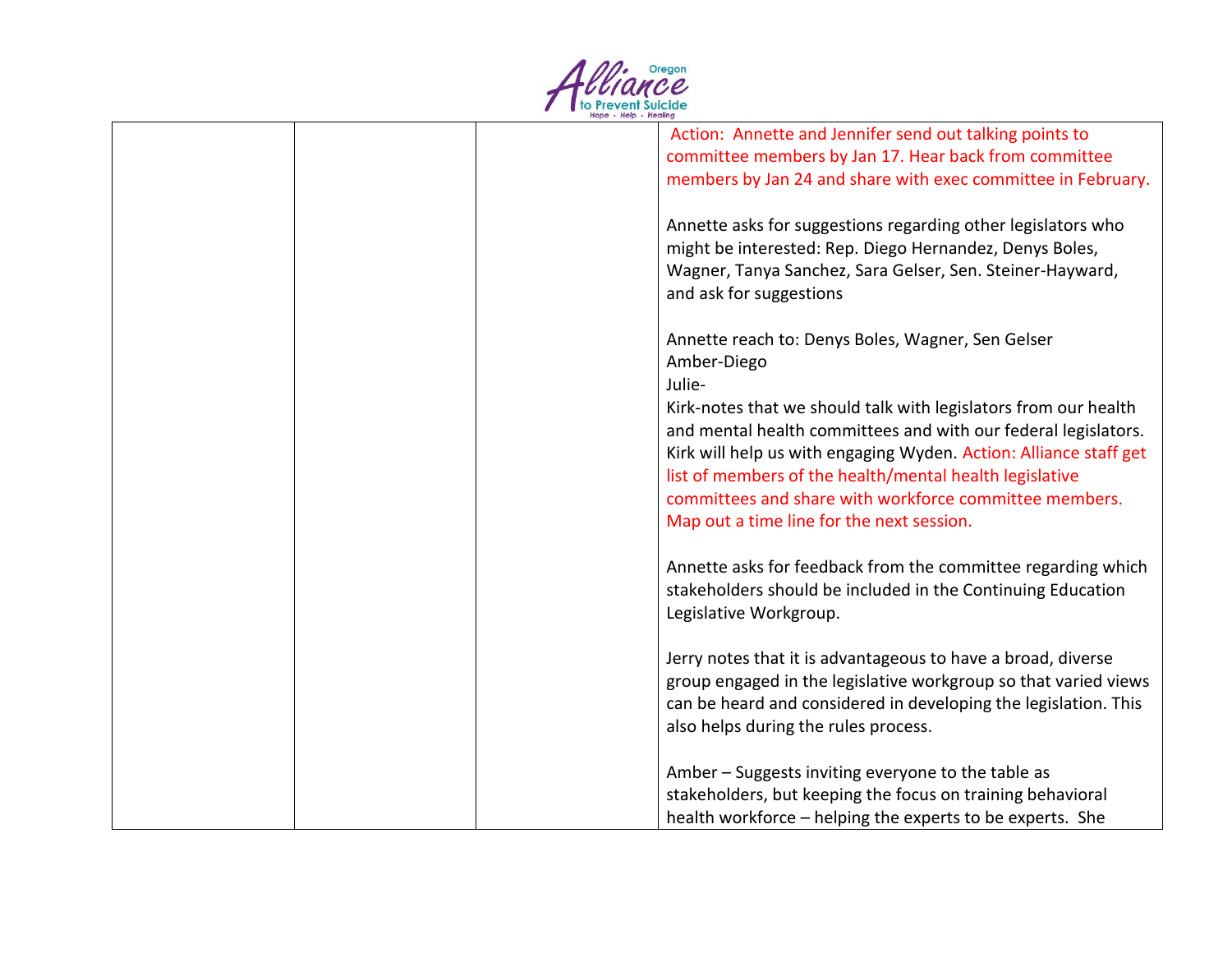| | | | Action: Annette and Jennifer send out talking points to committee members by Jan 17. Hear back from committee members by Jan 24 and share with exec committee in February.<br><br>Annette asks for suggestions regarding other legislators who might be interested: Rep. Diego Hernandez, Denys Boles, Wagner, Tanya Sanchez, Sara Gelser, Sen. Steiner-Hayward, and ask for suggestions<br><br>Annette reach to: Denys Boles, Wagner, Sen Gelser<br>Amber-Diego<br>Julie-<br>Kirk-notes that we should talk with legislators from our health and mental health committees and with our federal legislators. Kirk will help us with engaging Wyden. Action: Alliance staff get list of members of the health/mental health legislative committees and share with workforce committee members. Map out a time line for the next session.<br><br>Annette asks for feedback from the committee regarding which stakeholders should be included in the Continuing Education Legislative Workgroup.<br><br>Jerry notes that it is advantageous to have a broad, diverse group engaged in the legislative workgroup so that varied views can be heard and considered in developing the legislation. This also helps during the rules process.<br><br>Amber – Suggests inviting everyone to the table as stakeholders, but keeping the focus on training behavioral health workforce – helping the experts to be experts. She |
|---|---|---|---|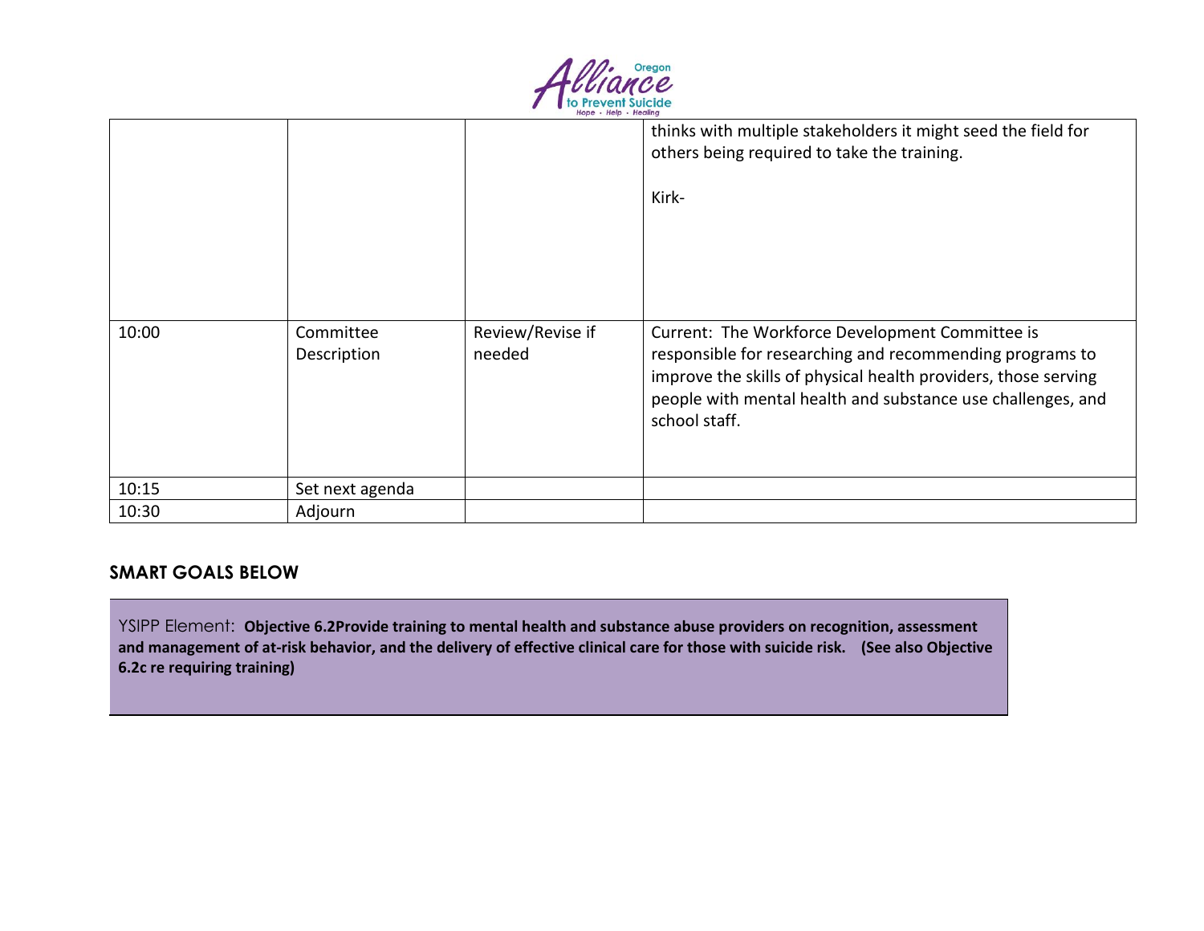| | | | |
|---|---|---|---|
| | | | thinks with multiple stakeholders it might seed the field for others being required to take the training.<br><br>Kirk- |
| 10:00 | Committee Description | Review/Revise if needed | Current: The Workforce Development Committee is responsible for researching and recommending programs to improve the skills of physical health providers, those serving people with mental health and substance use challenges, and school staff. |
| 10:15 | Set next agenda | | |
| 10:30 | Adjourn | | |

**SMART GOALS BELOW**

YSIPP Element: **Objective 6.2Provide training to mental health and substance abuse providers on recognition, assessment and management of at-risk behavior, and the delivery of effective clinical care for those with suicide risk. (See also Objective 6.2c re requiring training)**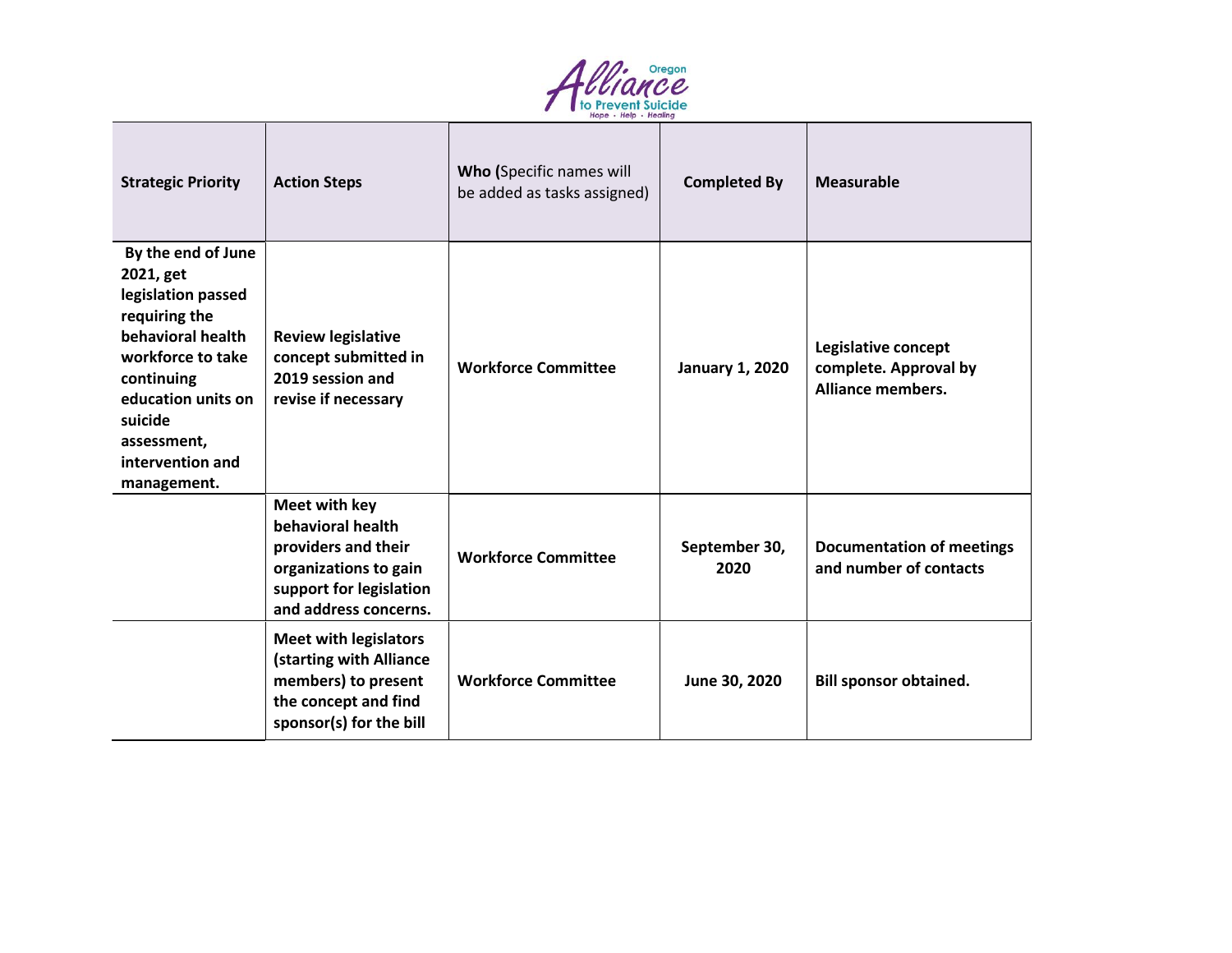| Strategic Priority | Action Steps | Who (Specific names will be added as tasks assigned) | Completed By | Measurable |
|---|---|---|---|---|
| **By the end of June 2021, get legislation passed requiring the behavioral health workforce to take continuing education units on suicide assessment, intervention and management.** | **Review legislative concept submitted in 2019 session and revise if necessary** | **Workforce Committee** | **January 1, 2020** | **Legislative concept complete. Approval by Alliance members.** |
| | **Meet with key behavioral health providers and their organizations to gain support for legislation and address concerns.** | **Workforce Committee** | **September 30, 2020** | **Documentation of meetings and number of contacts** |
| | **Meet with legislators (starting with Alliance members) to present the concept and find sponsor(s) for the bill** | **Workforce Committee** | **June 30, 2020** | **Bill sponsor obtained.** |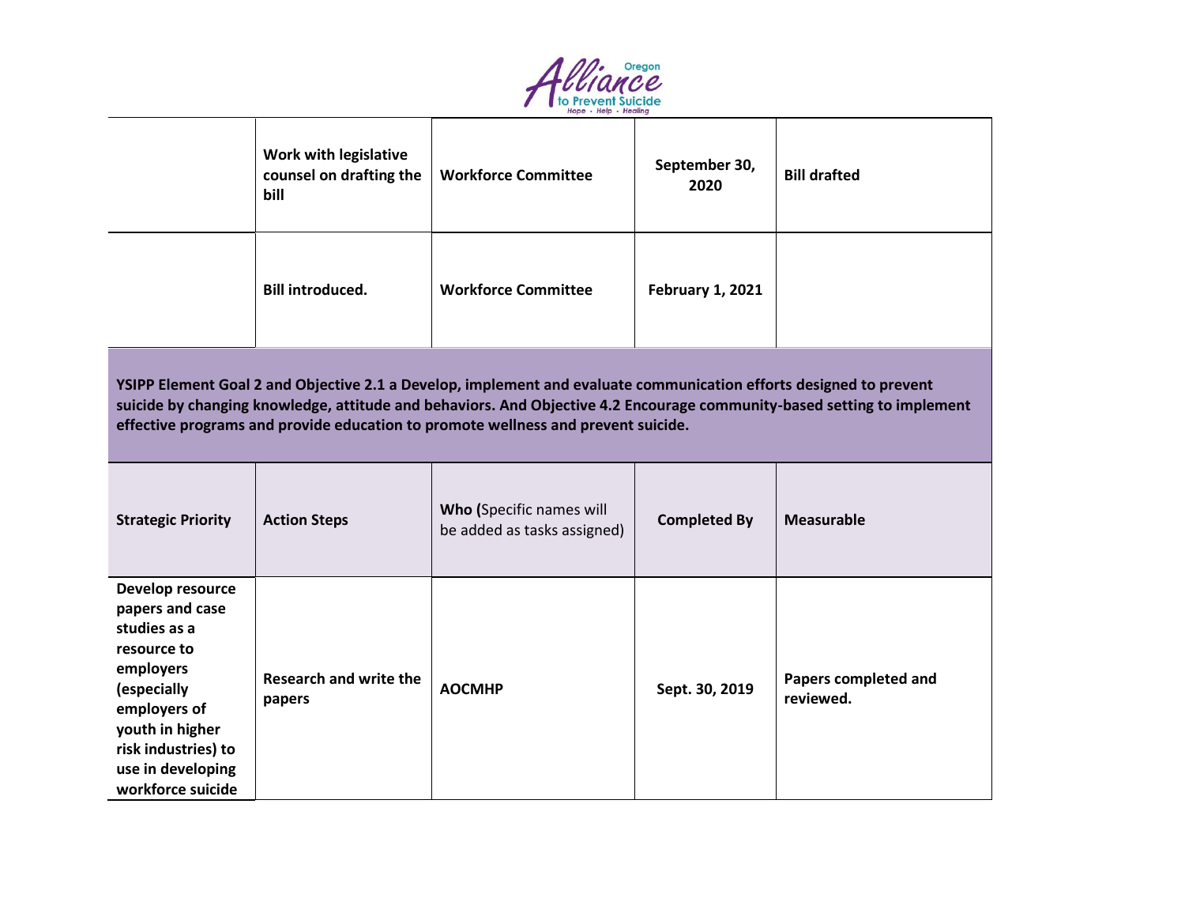| | | | | |
|---|---|---|---|---|
| | **Work with legislative counsel on drafting the bill** | **Workforce Committee** | **September 30, 2020** | **Bill drafted** |
| | **Bill introduced.** | **Workforce Committee** | **February 1, 2021** | |

**YSIPP Element Goal 2 and Objective 2.1 a Develop, implement and evaluate communication efforts designed to prevent suicide by changing knowledge, attitude and behaviors. And Objective 4.2 Encourage community-based setting to implement effective programs and provide education to promote wellness and prevent suicide.**

| **Strategic Priority** | **Action Steps** | **Who (**Specific names will be added as tasks assigned) | **Completed By** | **Measurable** |
|---|---|---|---|---|
| **Develop resource papers and case studies as a resource to employers (especially employers of youth in higher risk industries) to use in developing workforce suicide** | **Research and write the papers** | **AOCMHP** | **Sept. 30, 2019** | **Papers completed and reviewed.** |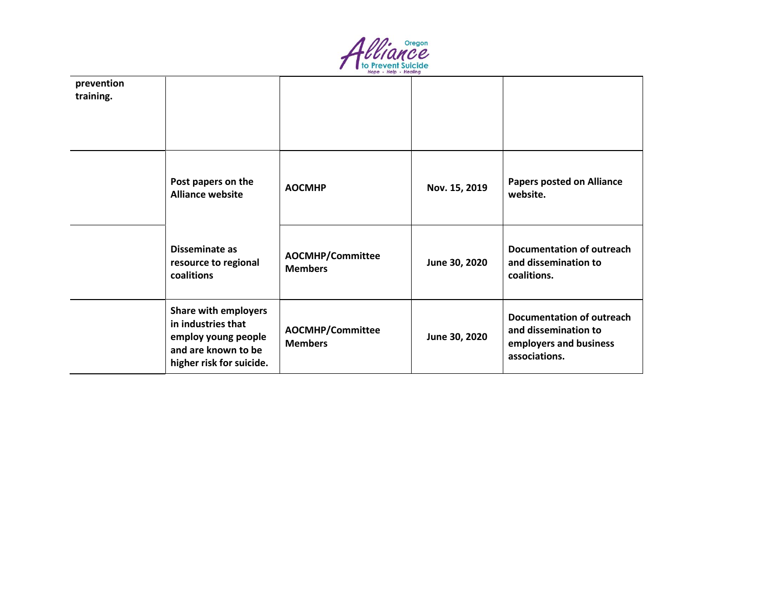| | | | | |
|---|---|---|---|---|
| **prevention training.** | | | | |
| | **Post papers on the Alliance website** | **AOCMHP** | **Nov. 15, 2019** | **Papers posted on Alliance website.** |
| | **Disseminate as resource to regional coalitions** | **AOCMHP/Committee Members** | **June 30, 2020** | **Documentation of outreach and dissemination to coalitions.** |
| | **Share with employers in industries that employ young people and are known to be higher risk for suicide.** | **AOCMHP/Committee Members** | **June 30, 2020** | **Documentation of outreach and dissemination to employers and business associations.** |